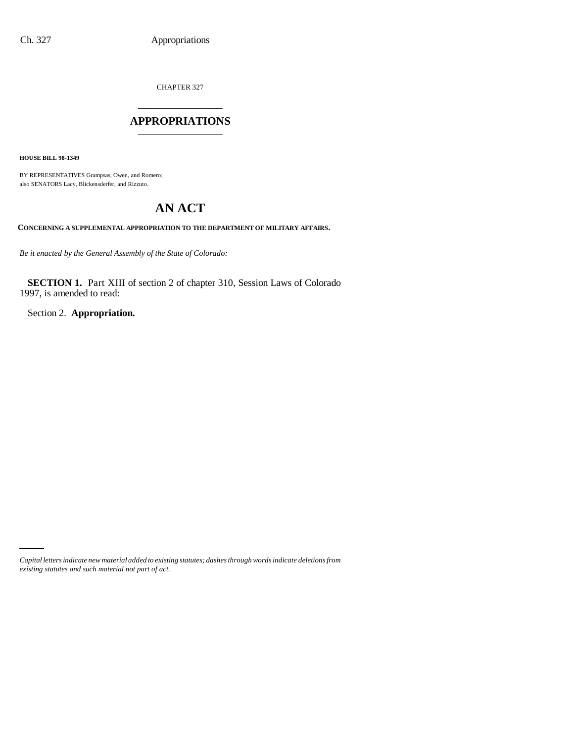CHAPTER 327

# APPROPRIATIONS

**HOUSE BILL 98-1349**

BY REPRESENTATIVES Grampsas, Owen, and Romero;
also SENATORS Lacy, Blickensderfer, and Rizzuto.

# AN ACT

**CONCERNING A SUPPLEMENTAL APPROPRIATION TO THE DEPARTMENT OF MILITARY AFFAIRS.**

*Be it enacted by the General Assembly of the State of Colorado:*

**SECTION 1.** Part XIII of section 2 of chapter 310, Session Laws of Colorado 1997, is amended to read:

Section 2. **Appropriation.**

*Capital letters indicate new material added to existing statutes; dashes through words indicate deletions from existing statutes and such material not part of act.*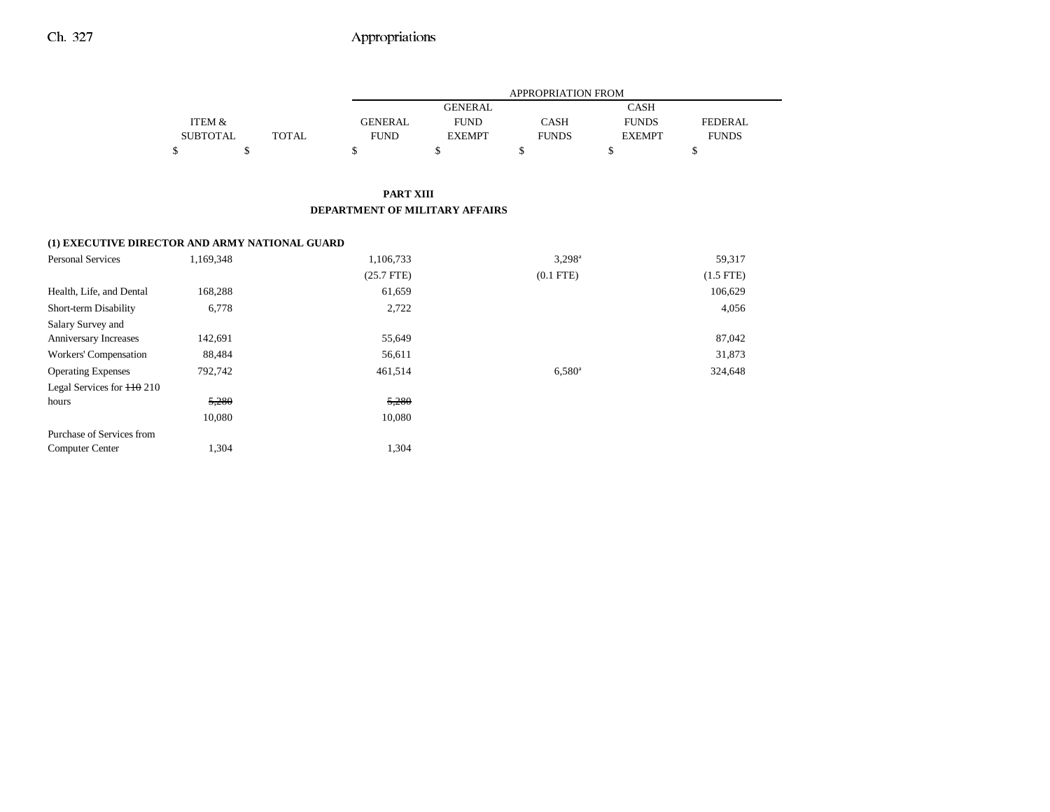| | ITEM & SUBTOTAL | TOTAL | APPROPRIATION FROM GENERAL FUND | GENERAL FUND EXEMPT | CASH FUNDS | CASH FUNDS EXEMPT | FEDERAL FUNDS |
|---|---|---|---|---|---|---|---|
| | $ | $ | $ | $ | $ | $ | $ |

**PART XIII**
**DEPARTMENT OF MILITARY AFFAIRS**

| | ITEM & SUBTOTAL | TOTAL | GENERAL FUND | GENERAL FUND EXEMPT | CASH FUNDS | CASH FUNDS EXEMPT | FEDERAL FUNDS |
|---|---|---|---|---|---|---|---|
| **(1) EXECUTIVE DIRECTOR AND ARMY NATIONAL GUARD** | | | | | | | |
| Personal Services | 1,169,348 | | 1,106,733 | | 3,298[a] | | 59,317 |
| | | | (25.7 FTE) | | (0.1 FTE) | | (1.5 FTE) |
| Health, Life, and Dental | 168,288 | | 61,659 | | | | 106,629 |
| Short-term Disability | 6,778 | | 2,722 | | | | 4,056 |
| Salary Survey and Anniversary Increases | 142,691 | | 55,649 | | | | 87,042 |
| Workers' Compensation | 88,484 | | 56,611 | | | | 31,873 |
| Operating Expenses | 792,742 | | 461,514 | | 6,580[a] | | 324,648 |
| Legal Services for ~~110~~ 210 hours | ~~5,280~~ | | ~~5,280~~ | | | | |
| | 10,080 | | 10,080 | | | | |
| Purchase of Services from Computer Center | 1,304 | | 1,304 | | | | |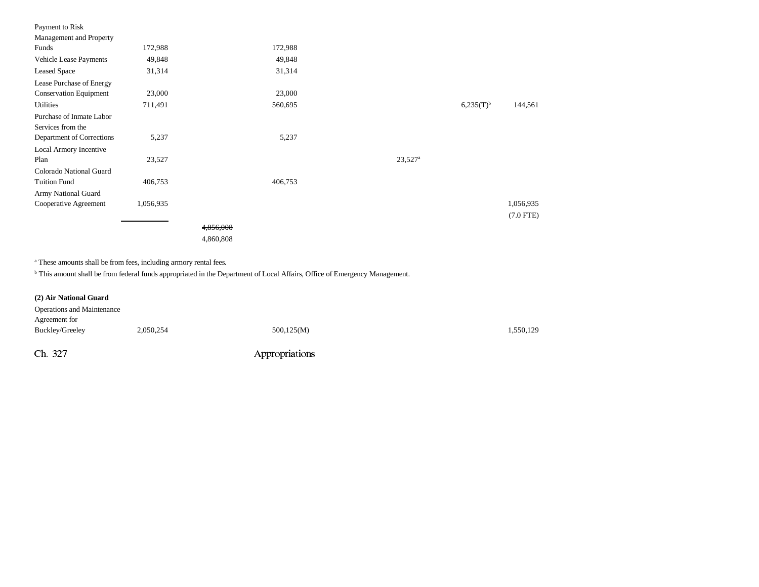| | | | | | | |
|---|---|---|---|---|---|---|
| Payment to Risk Management and Property Funds | 172,988 | | 172,988 | | | |
| Vehicle Lease Payments | 49,848 | | 49,848 | | | |
| Leased Space | 31,314 | | 31,314 | | | |
| Lease Purchase of Energy Conservation Equipment | 23,000 | | 23,000 | | | |
| Utilities | 711,491 | | 560,695 | | 6,235(T)[b] | 144,561 |
| Purchase of Inmate Labor Services from the Department of Corrections | 5,237 | | 5,237 | | | |
| Local Armory Incentive Plan | 23,527 | | | 23,527[a] | | |
| Colorado National Guard Tuition Fund | 406,753 | | 406,753 | | | |
| Army National Guard Cooperative Agreement | 1,056,935 | | | | | 1,056,935<br>(7.0 FTE) |
| | | ~~4,856,008~~<br>4,860,808 | | | | |

[a] These amounts shall be from fees, including armory rental fees.

[b] This amount shall be from federal funds appropriated in the Department of Local Affairs, Office of Emergency Management.

**(2) Air National Guard**

| | | | | | | |
|---|---|---|---|---|---|---|
| Operations and Maintenance Agreement for Buckley/Greeley | 2,050,254 | | 500,125(M) | | | 1,550,129 |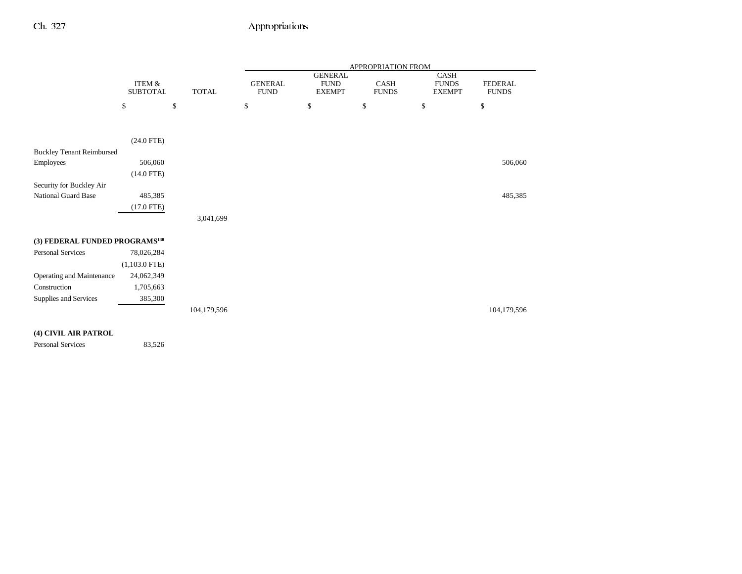| | ITEM & SUBTOTAL | TOTAL | GENERAL FUND | GENERAL FUND EXEMPT | CASH FUNDS | CASH FUNDS EXEMPT | FEDERAL FUNDS |
|---|---|---|---|---|---|---|---|
| | | | APPROPRIATION FROM | | | | |
| | $ | $ | $ | $ | $ | $ | $ |
| | (24.0 FTE) | | | | | | |
| Buckley Tenant Reimbursed Employees | 506,060 | | | | | | 506,060 |
| | (14.0 FTE) | | | | | | |
| Security for Buckley Air National Guard Base | 485,385 | | | | | | 485,385 |
| | (17.0 FTE) | | | | | | |
| | | 3,041,699 | | | | | |
| **(3) FEDERAL FUNDED PROGRAMS[130]** | | | | | | | |
| Personal Services | 78,026,284 | | | | | | |
| | (1,103.0 FTE) | | | | | | |
| Operating and Maintenance | 24,062,349 | | | | | | |
| Construction | 1,705,663 | | | | | | |
| Supplies and Services | 385,300 | | | | | | |
| | | 104,179,596 | | | | | 104,179,596 |
| **(4) CIVIL AIR PATROL** | | | | | | | |
| Personal Services | 83,526 | | | | | | |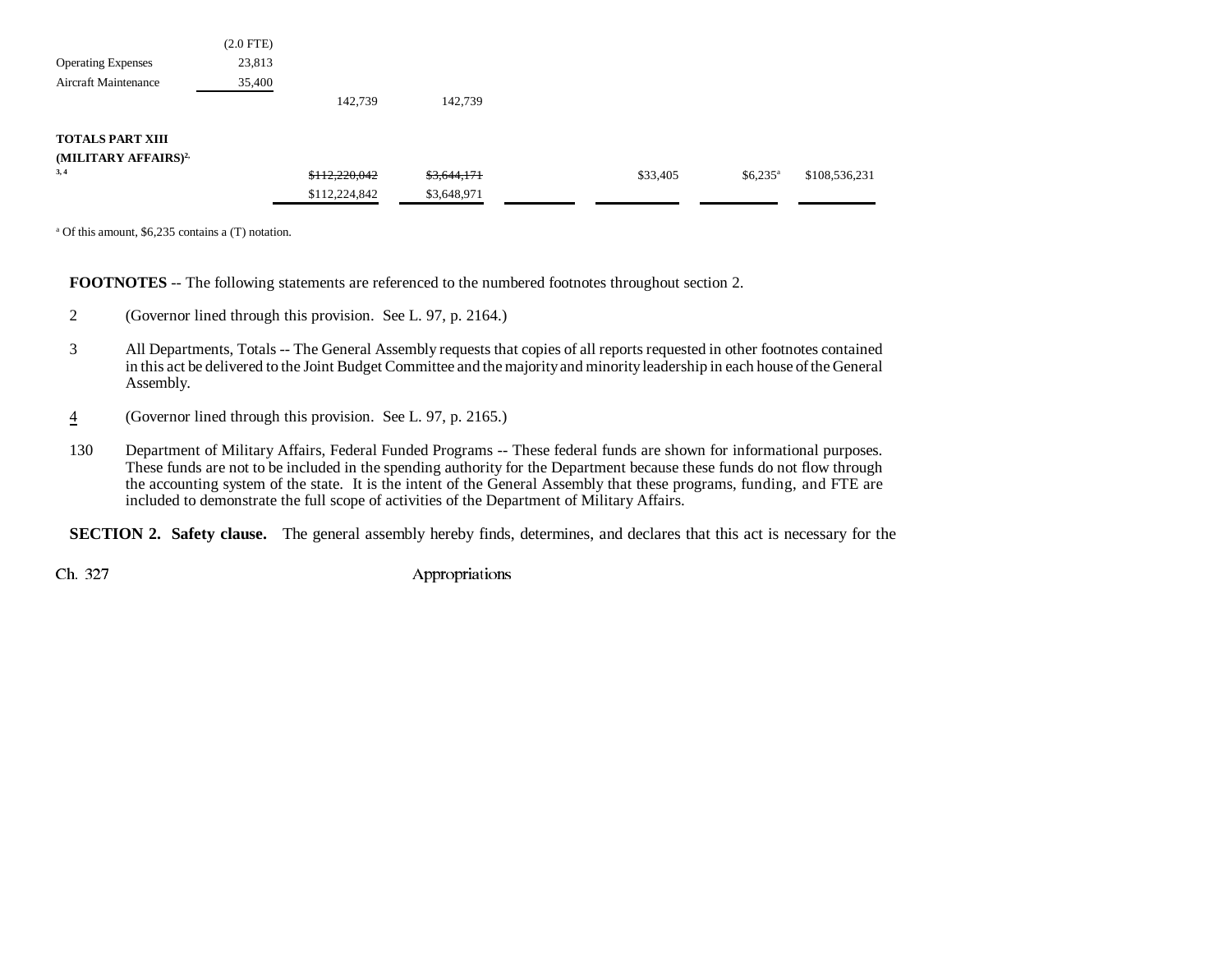| | | | | | | | |
|---|---|---|---|---|---|---|---|
| | (2.0 FTE) | | | | | | |
| Operating Expenses | 23,813 | | | | | | |
| Aircraft Maintenance | 35,400 | | | | | | |
| | | 142,739 | 142,739 | | | | |
| **TOTALS PART XIII (MILITARY AFFAIRS)**[2, 3, 4] | | ~~$112,220,042~~ | ~~$3,644,171~~ | | $33,405 | $6,235[a] | $108,536,231 |
| | | $112,224,842 | $3,648,971 | | | | |

[a] Of this amount, $6,235 contains a (T) notation.

**FOOTNOTES** -- The following statements are referenced to the numbered footnotes throughout section 2.

2 (Governor lined through this provision. See L. 97, p. 2164.)

3 All Departments, Totals -- The General Assembly requests that copies of all reports requested in other footnotes contained in this act be delivered to the Joint Budget Committee and the majority and minority leadership in each house of the General Assembly.

4 (Governor lined through this provision. See L. 97, p. 2165.)

130 Department of Military Affairs, Federal Funded Programs -- These federal funds are shown for informational purposes. These funds are not to be included in the spending authority for the Department because these funds do not flow through the accounting system of the state. It is the intent of the General Assembly that these programs, funding, and FTE are included to demonstrate the full scope of activities of the Department of Military Affairs.

**SECTION 2. Safety clause.** The general assembly hereby finds, determines, and declares that this act is necessary for the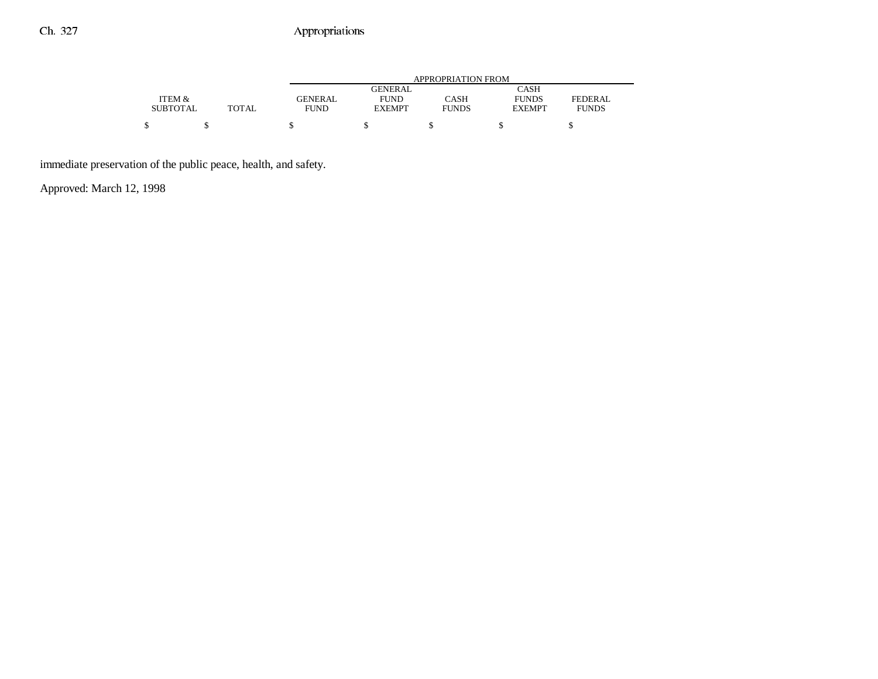| ITEM & SUBTOTAL | TOTAL | GENERAL FUND | GENERAL FUND EXEMPT | CASH FUNDS | CASH FUNDS EXEMPT | FEDERAL FUNDS |
|---|---|---|---|---|---|---|
| $ | $ | $ | $ | $ | $ | $ |

immediate preservation of the public peace, health, and safety.

Approved: March 12, 1998